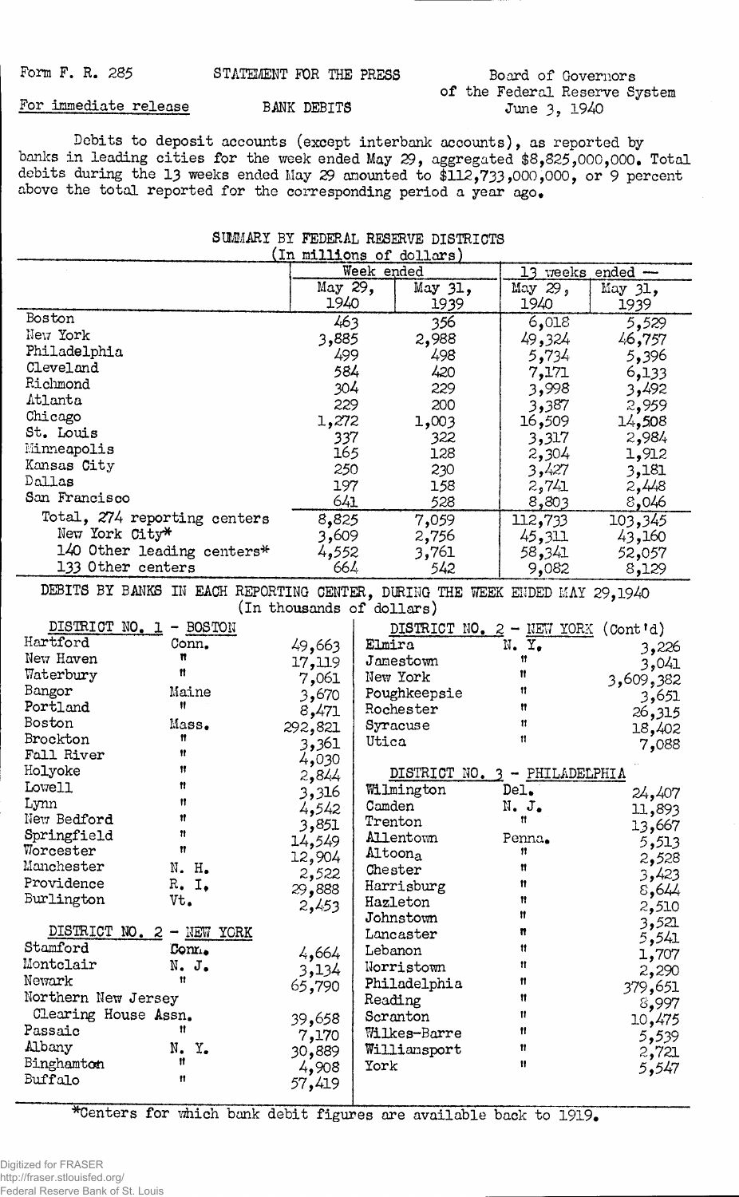Form F. R. 285 STATEMENT FOR THE PRESS Board of Governors of the Federal Reserve System

For immediate release BANK DEBITS June 3, 1940

Debits to deposit accounts (except interbank accounts), as reported by banks in leading cities for the week ended May 29, aggregated $8,825,000,000. Total debits during the 13 weeks ended May 29 amounted to $112,733,000,000, or 9 percent above the total reported for the corresponding period a year ago.

## SUMMARY BY FEDERAL RESERVE DISTRICTS

(In millions of dollars)

| | Week ended | | 13 weeks ended — | |
|---|---|---|---|---|
| | May 29, 1940 | May 31, 1939 | May 29, 1940 | May 31, 1939 |
| Boston | 463 | 356 | 6,018 | 5,529 |
| New York | 3,885 | 2,988 | 49,324 | 46,757 |
| Philadelphia | 499 | 498 | 5,734 | 5,396 |
| Cleveland | 584 | 420 | 7,171 | 6,133 |
| Richmond | 304 | 229 | 3,998 | 3,492 |
| Atlanta | 229 | 200 | 3,387 | 2,959 |
| Chicago | 1,272 | 1,003 | 16,509 | 14,508 |
| St. Louis | 337 | 322 | 3,317 | 2,984 |
| Minneapolis | 165 | 128 | 2,304 | 1,912 |
| Kansas City | 250 | 230 | 3,427 | 3,181 |
| Dallas | 197 | 158 | 2,741 | 2,448 |
| San Francisco | 641 | 528 | 8,803 | 8,046 |
| Total, 274 reporting centers | 8,825 | 7,059 | 112,733 | 103,345 |
| New York City* | 3,609 | 2,756 | 45,311 | 43,160 |
| 140 Other leading centers* | 4,552 | 3,761 | 58,341 | 52,057 |
| 133 Other centers | 664 | 542 | 9,082 | 8,129 |

## DEBITS BY BANKS IN EACH REPORTING CENTER, DURING THE WEEK ENDED MAY 29,1940

(In thousands of dollars)

| City | State | Debits |
|---|---|---|
| **DISTRICT NO. 1 - BOSTON** | | |
| Hartford | Conn. | 49,663 |
| New Haven | " | 17,119 |
| Waterbury | " | 7,061 |
| Bangor | Maine | 3,670 |
| Portland | " | 8,471 |
| Boston | Mass. | 292,821 |
| Brockton | " | 3,361 |
| Fall River | " | 4,030 |
| Holyoke | " | 2,844 |
| Lowell | " | 3,316 |
| Lynn | " | 4,542 |
| New Bedford | " | 3,851 |
| Springfield | " | 14,549 |
| Worcester | " | 12,904 |
| Manchester | N. H. | 2,522 |
| Providence | R. I. | 29,888 |
| Burlington | Vt. | 2,453 |
| **DISTRICT NO. 2 - NEW YORK** | | |
| Stamford | Conn. | 4,664 |
| Montclair | N. J. | 3,134 |
| Newark | " | 65,790 |
| Northern New Jersey Clearing House Assn. | " | 39,658 |
| Passaic | " | 7,170 |
| Albany | N. Y. | 30,889 |
| Binghamton | " | 4,908 |
| Buffalo | " | 57,419 |
| **DISTRICT NO. 2 - NEW YORK (Cont'd)** | | |
| Elmira | N. Y. | 3,226 |
| Jamestown | " | 3,041 |
| New York | " | 3,609,382 |
| Poughkeepsie | " | 3,651 |
| Rochester | " | 26,315 |
| Syracuse | " | 18,402 |
| Utica | " | 7,088 |
| **DISTRICT NO. 3 - PHILADELPHIA** | | |
| Wilmington | Del. | 24,407 |
| Camden | N. J. | 11,893 |
| Trenton | " | 13,667 |
| Allentown | Penna. | 5,513 |
| Altoona | " | 2,528 |
| Chester | " | 3,423 |
| Harrisburg | " | 8,644 |
| Hazleton | " | 2,510 |
| Johnstown | " | 3,521 |
| Lancaster | " | 5,541 |
| Lebanon | " | 1,707 |
| Norristown | " | 2,290 |
| Philadelphia | " | 379,651 |
| Reading | " | 8,997 |
| Scranton | " | 10,475 |
| Wilkes-Barre | " | 5,539 |
| Williamsport | " | 2,721 |
| York | " | 5,547 |

*Centers for which bank debit figures are available back to 1919.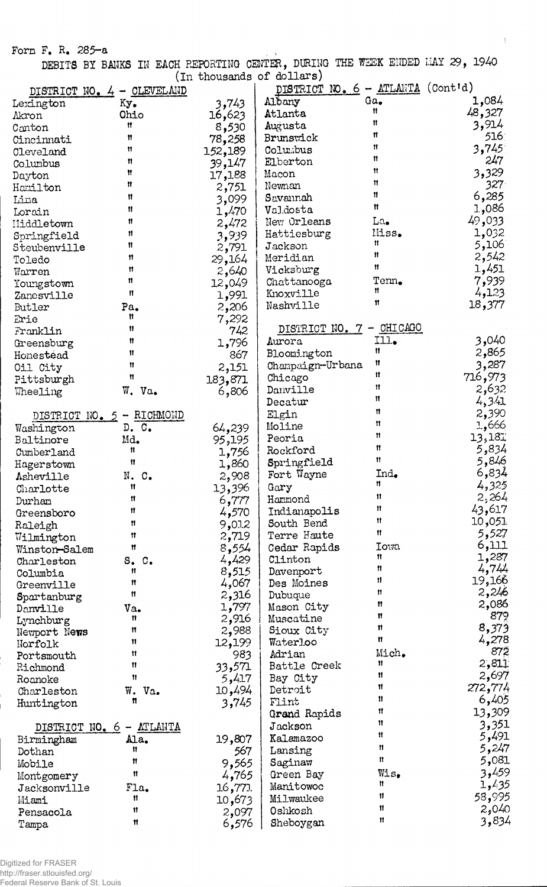Form F. R. 285-a

DEBITS BY BANKS IN EACH REPORTING CENTER, DURING THE WEEK ENDED MAY 29, 1940
(In thousands of dollars)

**DISTRICT NO. 4 - CLEVELAND**

| City | State | Amount |
|---|---|---|
| Lexington | Ky. | 3,743 |
| Akron | Ohio | 16,623 |
| Canton | " | 8,530 |
| Cincinnati | " | 78,258 |
| Cleveland | " | 152,189 |
| Columbus | " | 39,147 |
| Dayton | " | 17,188 |
| Hamilton | " | 2,751 |
| Lima | " | 3,099 |
| Lorain | " | 1,470 |
| Middletown | " | 2,472 |
| Springfield | " | 3,939 |
| Steubenville | " | 2,791 |
| Toledo | " | 29,164 |
| Warren | " | 2,640 |
| Youngstown | " | 12,049 |
| Zanesville | " | 1,991 |
| Butler | Pa. | 2,206 |
| Erie | " | 7,292 |
| Franklin | " | 742 |
| Greensburg | " | 1,796 |
| Homestead | " | 867 |
| Oil City | " | 2,151 |
| Pittsburgh | " | 183,871 |
| Wheeling | W. Va. | 6,806 |

**DISTRICT NO. 5 - RICHMOND**

| City | State | Amount |
|---|---|---|
| Washington | D. C. | 64,239 |
| Baltimore | Md. | 95,195 |
| Cumberland | " | 1,756 |
| Hagerstown | " | 1,860 |
| Asheville | N. C. | 2,908 |
| Charlotte | " | 13,396 |
| Durham | " | 6,777 |
| Greensboro | " | 4,570 |
| Raleigh | " | 9,012 |
| Wilmington | " | 2,719 |
| Winston-Salem | " | 8,554 |
| Charleston | S. C. | 4,429 |
| Columbia | " | 8,515 |
| Greenville | " | 4,067 |
| Spartanburg | " | 2,316 |
| Danville | Va. | 1,797 |
| Lynchburg | " | 2,916 |
| Newport News | " | 2,988 |
| Norfolk | " | 12,199 |
| Portsmouth | " | 983 |
| Richmond | " | 33,571 |
| Roanoke | " | 5,417 |
| Charleston | W. Va. | 10,494 |
| Huntington | " | 3,745 |

**DISTRICT NO. 6 - ATLANTA**

| City | State | Amount |
|---|---|---|
| Birmingham | Ala. | 19,807 |
| Dothan | " | 567 |
| Mobile | " | 9,565 |
| Montgomery | " | 4,765 |
| Jacksonville | Fla. | 16,771 |
| Miami | " | 10,673 |
| Pensacola | " | 2,097 |
| Tampa | " | 6,576 |

**DISTRICT NO. 6 - ATLANTA (Cont'd)**

| City | State | Amount |
|---|---|---|
| Albany | Ga. | 1,084 |
| Atlanta | " | 48,327 |
| Augusta | " | 3,914 |
| Brunswick | " | 516 |
| Columbus | " | 3,745 |
| Elberton | " | 247 |
| Macon | " | 3,329 |
| Newnan | " | 327 |
| Savannah | " | 6,285 |
| Valdosta | " | 1,086 |
| New Orleans | La. | 49,033 |
| Hattiesburg | Miss. | 1,032 |
| Jackson | " | 5,106 |
| Meridian | " | 2,542 |
| Vicksburg | " | 1,451 |
| Chattanooga | Tenn. | 7,939 |
| Knoxville | " | 4,123 |
| Nashville | " | 18,377 |

**DISTRICT NO. 7 - CHICAGO**

| City | State | Amount |
|---|---|---|
| Aurora | Ill. | 3,040 |
| Bloomington | " | 2,865 |
| Champaign-Urbana | " | 3,287 |
| Chicago | " | 716,973 |
| Danville | " | 2,632 |
| Decatur | " | 4,341 |
| Elgin | " | 2,390 |
| Moline | " | 1,666 |
| Peoria | " | 13,181 |
| Rockford | " | 5,834 |
| Springfield | " | 5,846 |
| Fort Wayne | Ind. | 6,834 |
| Gary | " | 4,325 |
| Hammond | " | 2,264 |
| Indianapolis | " | 43,617 |
| South Bend | " | 10,051 |
| Terre Haute | " | 5,527 |
| Cedar Rapids | Iowa | 6,111 |
| Clinton | " | 1,287 |
| Davenport | " | 4,744 |
| Des Moines | " | 19,166 |
| Dubuque | " | 2,246 |
| Mason City | " | 2,086 |
| Muscatine | " | 879 |
| Sioux City | " | 8,373 |
| Waterloo | " | 4,278 |
| Adrian | Mich. | 872 |
| Battle Creek | " | 2,811 |
| Bay City | " | 2,697 |
| Detroit | " | 272,774 |
| Flint | " | 6,405 |
| Grand Rapids | " | 13,309 |
| Jackson | " | 3,351 |
| Kalamazoo | " | 5,491 |
| Lansing | " | 5,247 |
| Saginaw | " | 5,081 |
| Green Bay | Wis. | 3,459 |
| Manitowoc | " | 1,435 |
| Milwaukee | " | 58,995 |
| Oshkosh | " | 2,040 |
| Sheboygan | " | 3,834 |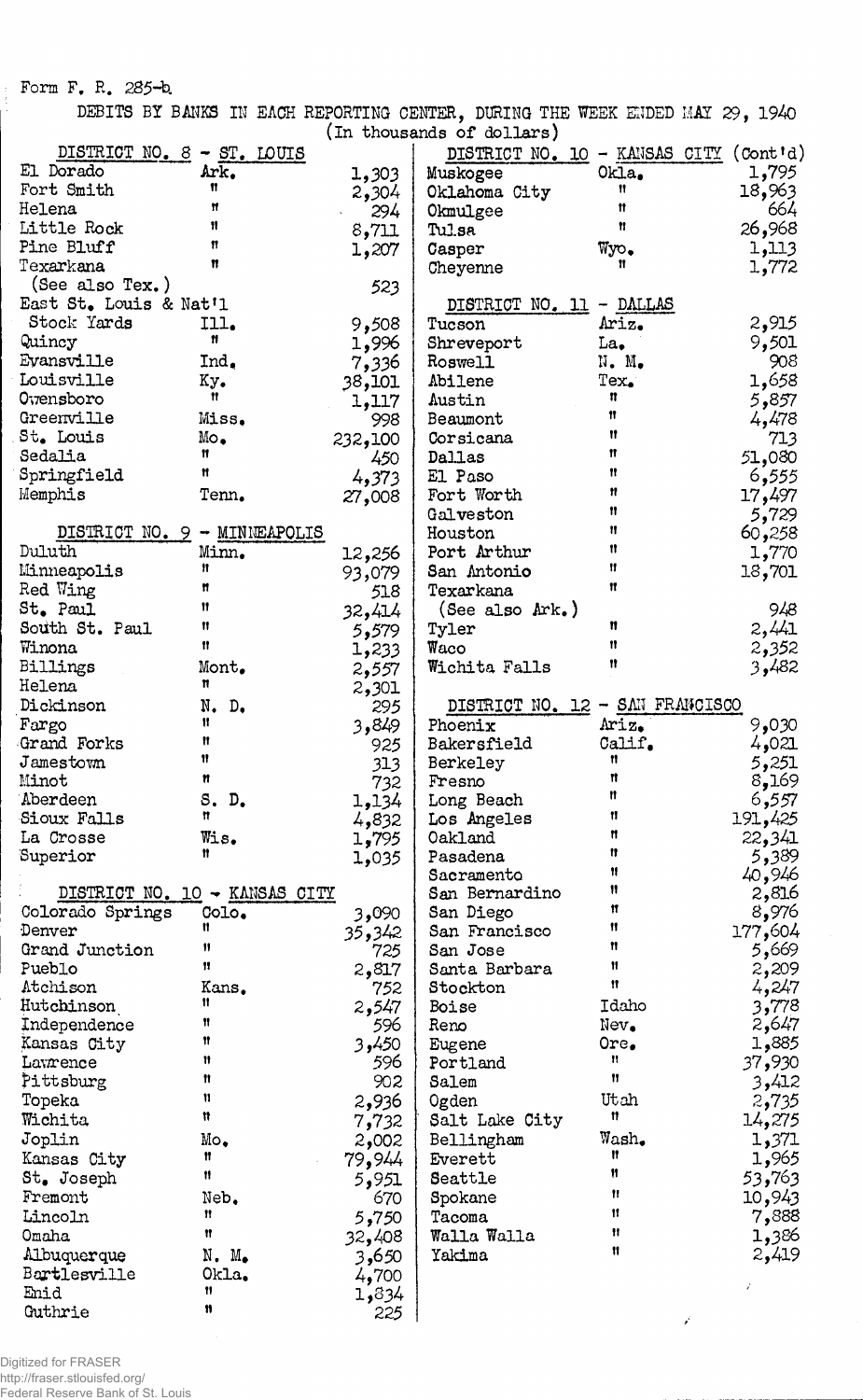Form F. R. 285-b

DEBITS BY BANKS IN EACH REPORTING CENTER, DURING THE WEEK ENDED MAY 29, 1940

(In thousands of dollars)

| | | |
|---|---|---|
| **DISTRICT NO. 8 - ST. LOUIS** | | |
| El Dorado | Ark. | 1,303 |
| Fort Smith | " | 2,304 |
| Helena | " | 294 |
| Little Rock | " | 8,711 |
| Pine Bluff | " | 1,207 |
| Texarkana (See also Tex.) | " | 523 |
| East St. Louis & Nat'l Stock Yards | Ill. | 9,508 |
| Quincy | " | 1,996 |
| Evansville | Ind. | 7,336 |
| Louisville | Ky. | 38,101 |
| Owensboro | " | 1,117 |
| Greenville | Miss. | 998 |
| St. Louis | Mo. | 232,100 |
| Sedalia | " | 450 |
| Springfield | " | 4,373 |
| Memphis | Tenn. | 27,008 |
| **DISTRICT NO. 9 - MINNEAPOLIS** | | |
| Duluth | Minn. | 12,256 |
| Minneapolis | " | 93,079 |
| Red Wing | " | 518 |
| St. Paul | " | 32,414 |
| South St. Paul | " | 5,579 |
| Winona | " | 1,233 |
| Billings | Mont. | 2,557 |
| Helena | " | 2,301 |
| Dickinson | N. D. | 295 |
| Fargo | " | 3,849 |
| Grand Forks | " | 925 |
| Jamestown | " | 313 |
| Minot | " | 732 |
| Aberdeen | S. D. | 1,134 |
| Sioux Falls | " | 4,832 |
| La Crosse | Wis. | 1,795 |
| Superior | " | 1,035 |
| **DISTRICT NO. 10 - KANSAS CITY** | | |
| Colorado Springs | Colo. | 3,090 |
| Denver | " | 35,342 |
| Grand Junction | " | 725 |
| Pueblo | " | 2,817 |
| Atchison | Kans. | 752 |
| Hutchinson | " | 2,547 |
| Independence | " | 596 |
| Kansas City | " | 3,450 |
| Lawrence | " | 596 |
| Pittsburg | " | 902 |
| Topeka | " | 2,936 |
| Wichita | " | 7,732 |
| Joplin | Mo. | 2,002 |
| Kansas City | " | 79,944 |
| St. Joseph | " | 5,951 |
| Fremont | Neb. | 670 |
| Lincoln | " | 5,750 |
| Omaha | " | 32,408 |
| Albuquerque | N. M. | 3,650 |
| Bartlesville | Okla. | 4,700 |
| Enid | " | 1,834 |
| Guthrie | " | 225 |
| **DISTRICT NO. 10 - KANSAS CITY (Cont'd)** | | |
| Muskogee | Okla. | 1,795 |
| Oklahoma City | " | 18,963 |
| Okmulgee | " | 664 |
| Tulsa | " | 26,968 |
| Casper | Wyo. | 1,113 |
| Cheyenne | " | 1,772 |
| **DISTRICT NO. 11 - DALLAS** | | |
| Tucson | Ariz. | 2,915 |
| Shreveport | La. | 9,501 |
| Roswell | N. M. | 908 |
| Abilene | Tex. | 1,658 |
| Austin | " | 5,857 |
| Beaumont | " | 4,478 |
| Corsicana | " | 713 |
| Dallas | " | 51,080 |
| El Paso | " | 6,555 |
| Fort Worth | " | 17,497 |
| Galveston | " | 5,729 |
| Houston | " | 60,258 |
| Port Arthur | " | 1,770 |
| San Antonio | " | 18,701 |
| Texarkana (See also Ark.) | " | 948 |
| Tyler | " | 2,441 |
| Waco | " | 2,352 |
| Wichita Falls | " | 3,482 |
| **DISTRICT NO. 12 - SAN FRANCISCO** | | |
| Phoenix | Ariz. | 9,030 |
| Bakersfield | Calif. | 4,021 |
| Berkeley | " | 5,251 |
| Fresno | " | 8,169 |
| Long Beach | " | 6,557 |
| Los Angeles | " | 191,425 |
| Oakland | " | 22,341 |
| Pasadena | " | 5,389 |
| Sacramento | " | 40,946 |
| San Bernardino | " | 2,816 |
| San Diego | " | 8,976 |
| San Francisco | " | 177,604 |
| San Jose | " | 5,669 |
| Santa Barbara | " | 2,209 |
| Stockton | " | 4,247 |
| Boise | Idaho | 3,778 |
| Reno | Nev. | 2,647 |
| Eugene | Ore. | 1,885 |
| Portland | " | 37,930 |
| Salem | " | 3,412 |
| Ogden | Utah | 2,735 |
| Salt Lake City | " | 14,275 |
| Bellingham | Wash. | 1,371 |
| Everett | " | 1,965 |
| Seattle | " | 53,763 |
| Spokane | " | 10,943 |
| Tacoma | " | 7,888 |
| Walla Walla | " | 1,386 |
| Yakima | " | 2,419 |